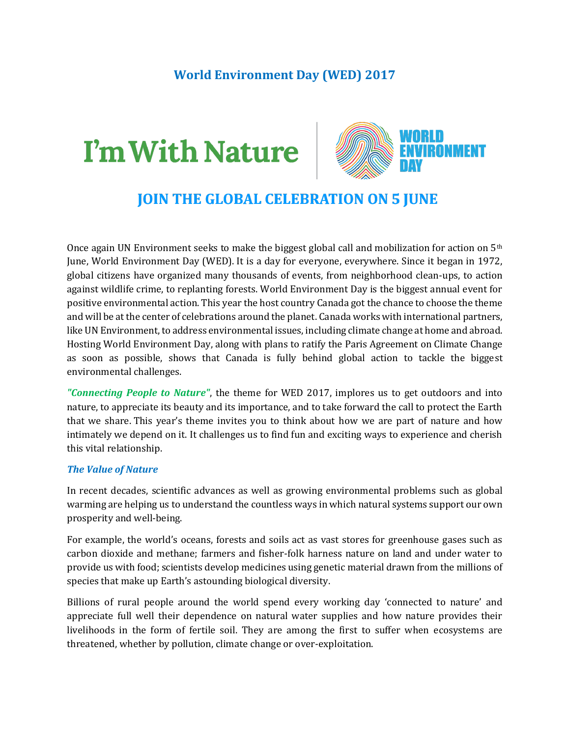# World Environment Day (WED) 2017

I'm With Nature | WORLD ENVIRONMENT DAY

## JOIN THE GLOBAL CELEBRATION ON 5 JUNE

Once again UN Environment seeks to make the biggest global call and mobilization for action on 5th June, World Environment Day (WED). It is a day for everyone, everywhere. Since it began in 1972, global citizens have organized many thousands of events, from neighborhood clean-ups, to action against wildlife crime, to replanting forests. World Environment Day is the biggest annual event for positive environmental action. This year the host country Canada got the chance to choose the theme and will be at the center of celebrations around the planet. Canada works with international partners, like UN Environment, to address environmental issues, including climate change at home and abroad. Hosting World Environment Day, along with plans to ratify the Paris Agreement on Climate Change as soon as possible, shows that Canada is fully behind global action to tackle the biggest environmental challenges.

***"Connecting People to Nature"***, the theme for WED 2017, implores us to get outdoors and into nature, to appreciate its beauty and its importance, and to take forward the call to protect the Earth that we share. This year's theme invites you to think about how we are part of nature and how intimately we depend on it. It challenges us to find fun and exciting ways to experience and cherish this vital relationship.

### *The Value of Nature*

In recent decades, scientific advances as well as growing environmental problems such as global warming are helping us to understand the countless ways in which natural systems support our own prosperity and well-being.

For example, the world's oceans, forests and soils act as vast stores for greenhouse gases such as carbon dioxide and methane; farmers and fisher-folk harness nature on land and under water to provide us with food; scientists develop medicines using genetic material drawn from the millions of species that make up Earth's astounding biological diversity.

Billions of rural people around the world spend every working day 'connected to nature' and appreciate full well their dependence on natural water supplies and how nature provides their livelihoods in the form of fertile soil. They are among the first to suffer when ecosystems are threatened, whether by pollution, climate change or over-exploitation.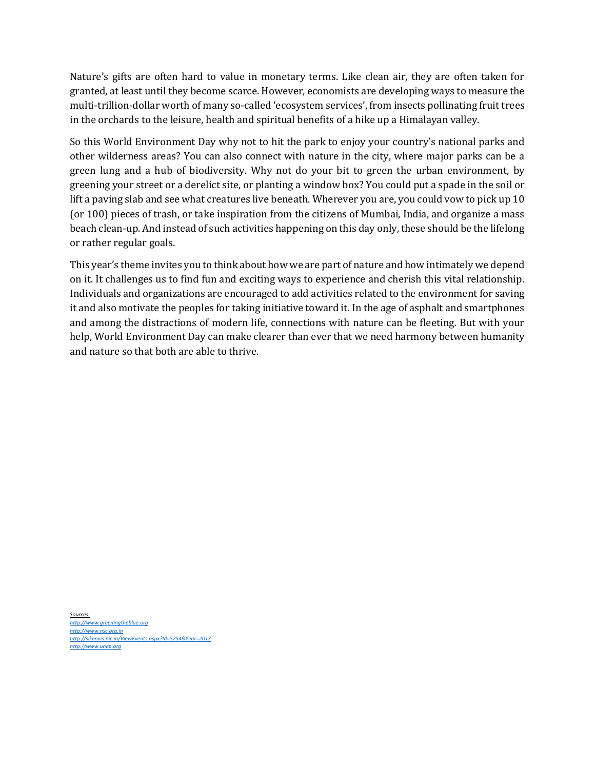Nature's gifts are often hard to value in monetary terms. Like clean air, they are often taken for granted, at least until they become scarce. However, economists are developing ways to measure the multi-trillion-dollar worth of many so-called 'ecosystem services', from insects pollinating fruit trees in the orchards to the leisure, health and spiritual benefits of a hike up a Himalayan valley.

So this World Environment Day why not to hit the park to enjoy your country's national parks and other wilderness areas? You can also connect with nature in the city, where major parks can be a green lung and a hub of biodiversity. Why not do your bit to green the urban environment, by greening your street or a derelict site, or planting a window box? You could put a spade in the soil or lift a paving slab and see what creatures live beneath. Wherever you are, you could vow to pick up 10 (or 100) pieces of trash, or take inspiration from the citizens of Mumbai, India, and organize a mass beach clean-up. And instead of such activities happening on this day only, these should be the lifelong or rather regular goals.

This year's theme invites you to think about how we are part of nature and how intimately we depend on it. It challenges us to find fun and exciting ways to experience and cherish this vital relationship. Individuals and organizations are encouraged to add activities related to the environment for saving it and also motivate the peoples for taking initiative toward it. In the age of asphalt and smartphones and among the distractions of modern life, connections with nature can be fleeting. But with your help, World Environment Day can make clearer than ever that we need harmony between humanity and nature so that both are able to thrive.

*Sources:*
*http://www.greeningtheblue.org*
*http://www.nsc.org.in*
*http://sikenvis.nic.in/ViewEvents.aspx?Id=5254&Year=2017*
*http://www.unep.org*